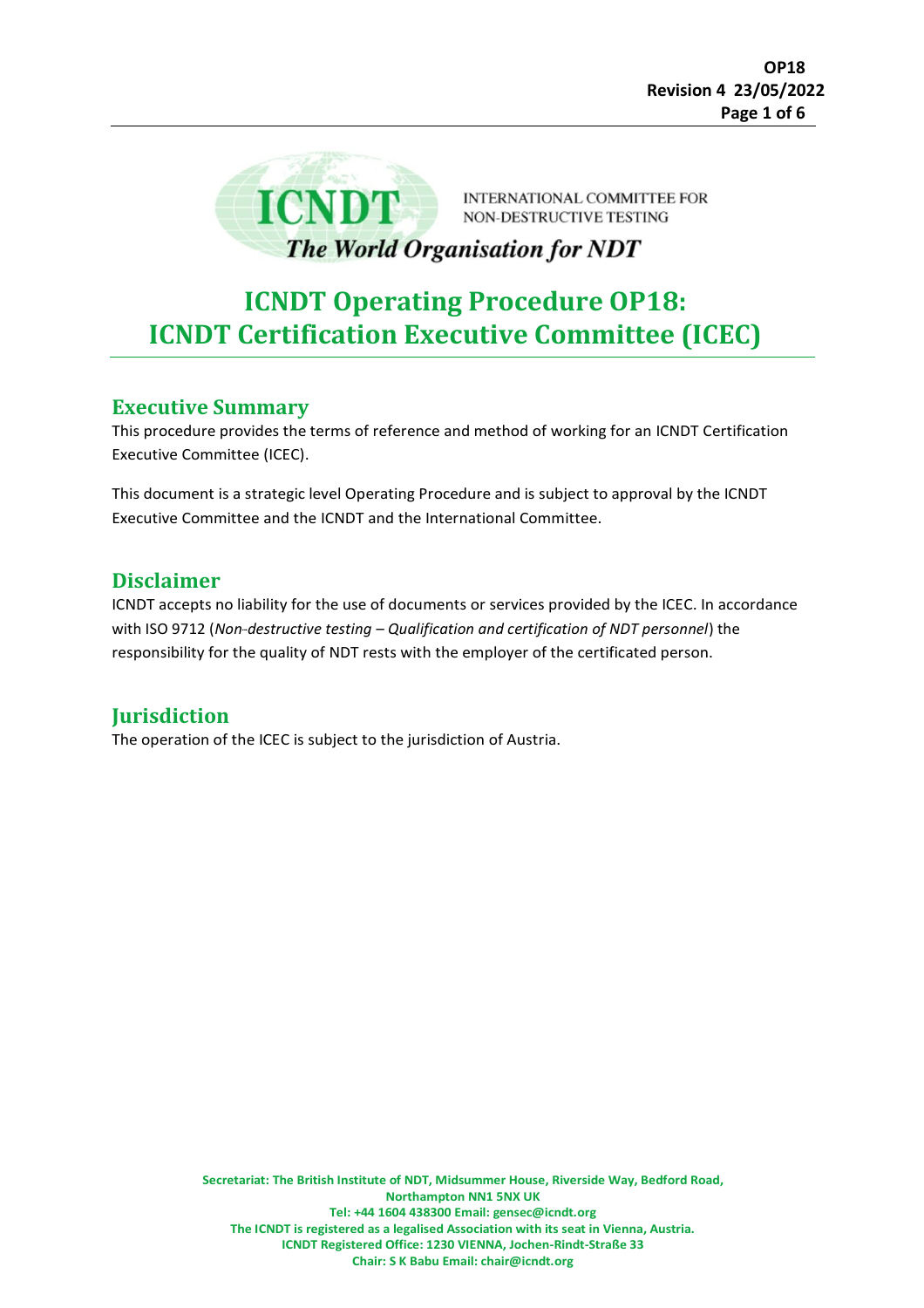INTERNATIONAL COMMITTEE FOR NON-DESTRUCTIVE TESTING

*The World Organisation for NDT*

# ICNDT Operating Procedure OP18: ICNDT Certification Executive Committee (ICEC)

## Executive Summary

This procedure provides the terms of reference and method of working for an ICNDT Certification Executive Committee (ICEC).

This document is a strategic level Operating Procedure and is subject to approval by the ICNDT Executive Committee and the ICNDT and the International Committee.

## Disclaimer

ICNDT accepts no liability for the use of documents or services provided by the ICEC. In accordance with ISO 9712 (*Non-destructive testing – Qualification and certification of NDT personnel*) the responsibility for the quality of NDT rests with the employer of the certificated person.

## Jurisdiction

The operation of the ICEC is subject to the jurisdiction of Austria.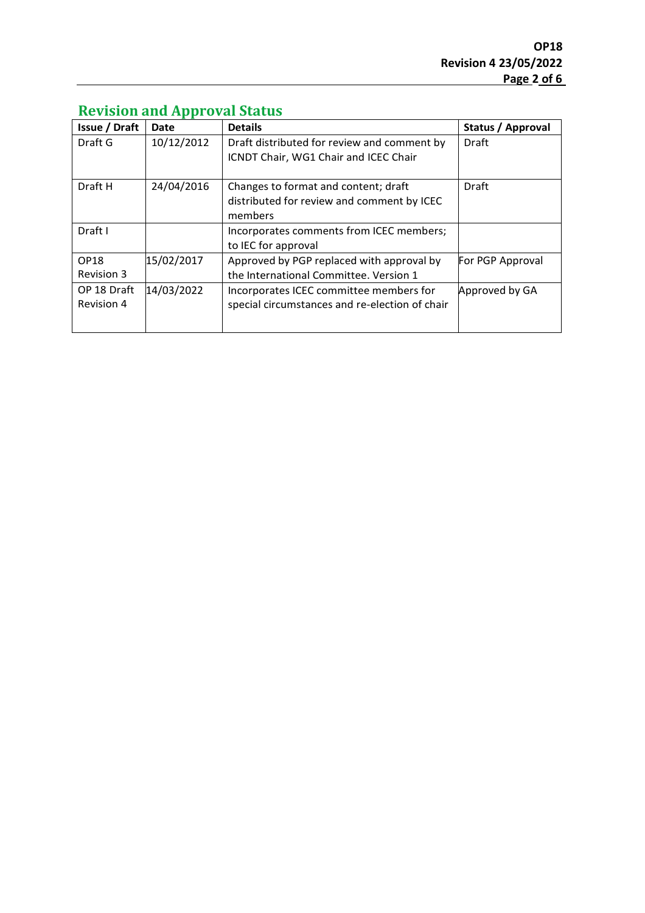## Revision and Approval Status

| Issue / Draft | Date | Details | Status / Approval |
|---|---|---|---|
| Draft G | 10/12/2012 | Draft distributed for review and comment by ICNDT Chair, WG1 Chair and ICEC Chair | Draft |
| Draft H | 24/04/2016 | Changes to format and content; draft distributed for review and comment by ICEC members | Draft |
| Draft I | | Incorporates comments from ICEC members; to IEC for approval | |
| OP18 Revision 3 | 15/02/2017 | Approved by PGP replaced with approval by the International Committee. Version 1 | For PGP Approval |
| OP 18 Draft Revision 4 | 14/03/2022 | Incorporates ICEC committee members for special circumstances and re-election of chair | Approved by GA |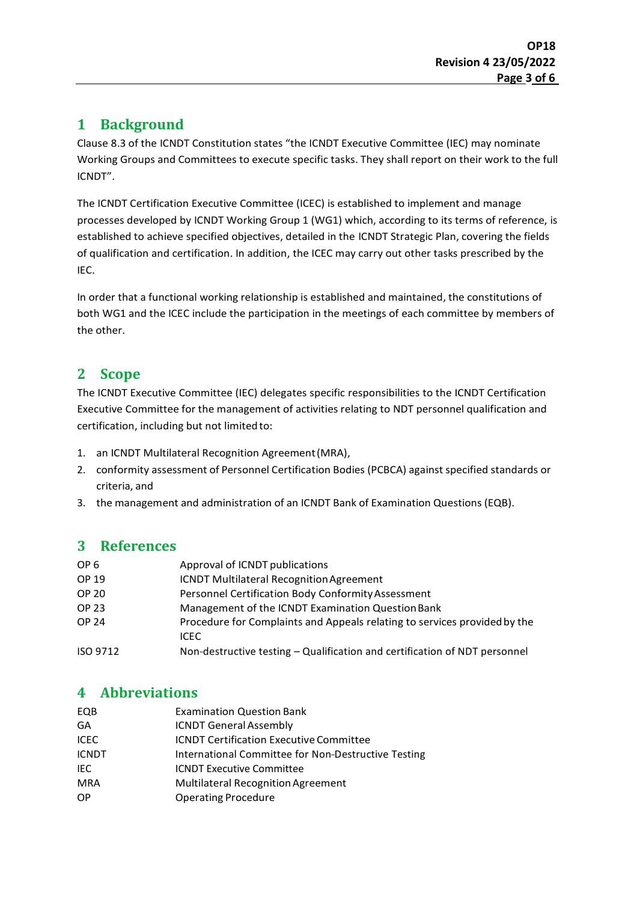# 1 Background

Clause 8.3 of the ICNDT Constitution states "the ICNDT Executive Committee (IEC) may nominate Working Groups and Committees to execute specific tasks. They shall report on their work to the full ICNDT".

The ICNDT Certification Executive Committee (ICEC) is established to implement and manage processes developed by ICNDT Working Group 1 (WG1) which, according to its terms of reference, is established to achieve specified objectives, detailed in the ICNDT Strategic Plan, covering the fields of qualification and certification. In addition, the ICEC may carry out other tasks prescribed by the IEC.

In order that a functional working relationship is established and maintained, the constitutions of both WG1 and the ICEC include the participation in the meetings of each committee by members of the other.

# 2 Scope

The ICNDT Executive Committee (IEC) delegates specific responsibilities to the ICNDT Certification Executive Committee for the management of activities relating to NDT personnel qualification and certification, including but not limited to:

1. an ICNDT Multilateral Recognition Agreement (MRA),
2. conformity assessment of Personnel Certification Bodies (PCBCA) against specified standards or criteria, and
3. the management and administration of an ICNDT Bank of Examination Questions (EQB).

# 3 References

| | |
|---|---|
| OP 6 | Approval of ICNDT publications |
| OP 19 | ICNDT Multilateral Recognition Agreement |
| OP 20 | Personnel Certification Body Conformity Assessment |
| OP 23 | Management of the ICNDT Examination Question Bank |
| OP 24 | Procedure for Complaints and Appeals relating to services provided by the ICEC |
| ISO 9712 | Non-destructive testing – Qualification and certification of NDT personnel |

# 4 Abbreviations

| | |
|---|---|
| EQB | Examination Question Bank |
| GA | ICNDT General Assembly |
| ICEC | ICNDT Certification Executive Committee |
| ICNDT | International Committee for Non-Destructive Testing |
| IEC | ICNDT Executive Committee |
| MRA | Multilateral Recognition Agreement |
| OP | Operating Procedure |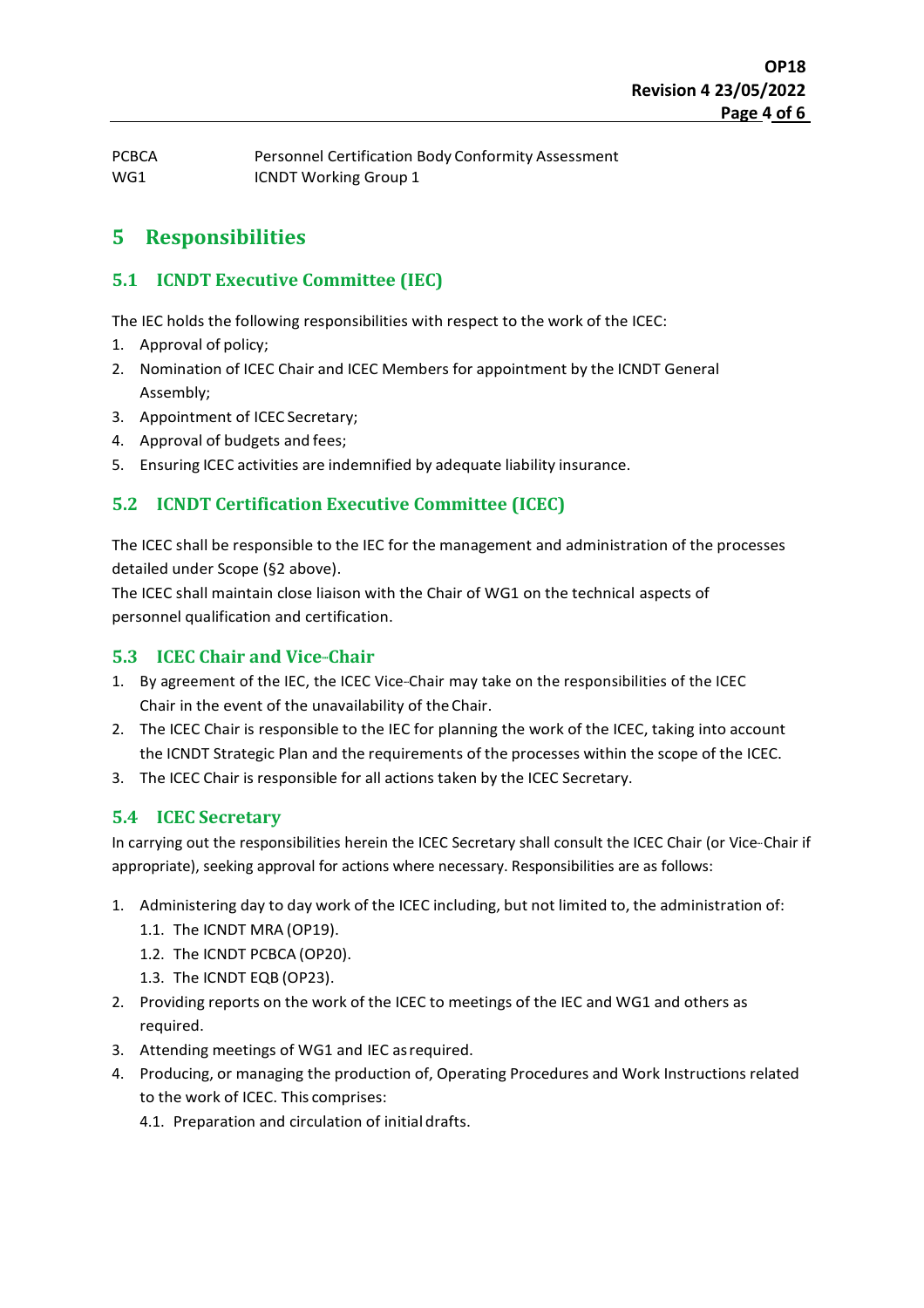| | |
|---|---|
| PCBCA | Personnel Certification Body Conformity Assessment |
| WG1 | ICNDT Working Group 1 |

# 5 Responsibilities

## 5.1 ICNDT Executive Committee (IEC)

The IEC holds the following responsibilities with respect to the work of the ICEC:

1. Approval of policy;
2. Nomination of ICEC Chair and ICEC Members for appointment by the ICNDT General Assembly;
3. Appointment of ICEC Secretary;
4. Approval of budgets and fees;
5. Ensuring ICEC activities are indemnified by adequate liability insurance.

## 5.2 ICNDT Certification Executive Committee (ICEC)

The ICEC shall be responsible to the IEC for the management and administration of the processes detailed under Scope (§2 above).

The ICEC shall maintain close liaison with the Chair of WG1 on the technical aspects of personnel qualification and certification.

## 5.3 ICEC Chair and Vice-Chair

1. By agreement of the IEC, the ICEC Vice-Chair may take on the responsibilities of the ICEC Chair in the event of the unavailability of the Chair.
2. The ICEC Chair is responsible to the IEC for planning the work of the ICEC, taking into account the ICNDT Strategic Plan and the requirements of the processes within the scope of the ICEC.
3. The ICEC Chair is responsible for all actions taken by the ICEC Secretary.

## 5.4 ICEC Secretary

In carrying out the responsibilities herein the ICEC Secretary shall consult the ICEC Chair (or Vice-Chair if appropriate), seeking approval for actions where necessary. Responsibilities are as follows:

1. Administering day to day work of the ICEC including, but not limited to, the administration of:
   - 1.1. The ICNDT MRA (OP19).
   - 1.2. The ICNDT PCBCA (OP20).
   - 1.3. The ICNDT EQB (OP23).
2. Providing reports on the work of the ICEC to meetings of the IEC and WG1 and others as required.
3. Attending meetings of WG1 and IEC as required.
4. Producing, or managing the production of, Operating Procedures and Work Instructions related to the work of ICEC. This comprises:
   - 4.1. Preparation and circulation of initial drafts.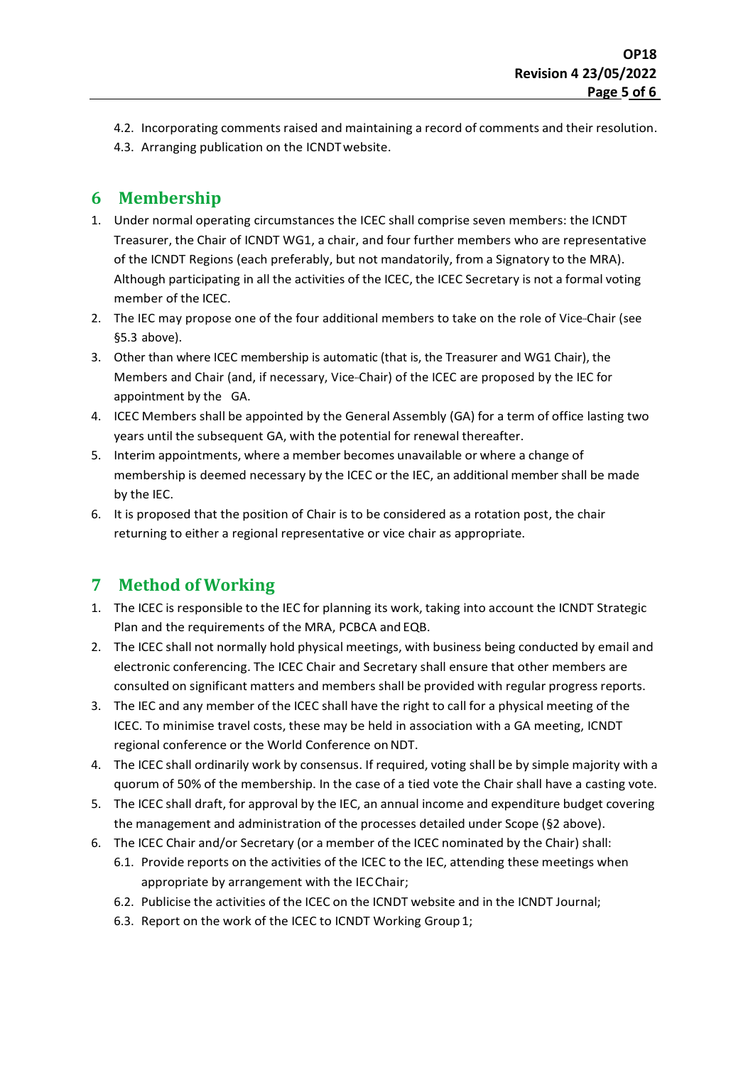4.2. Incorporating comments raised and maintaining a record of comments and their resolution.

4.3. Arranging publication on the ICNDT website.

## 6 Membership

1. Under normal operating circumstances the ICEC shall comprise seven members: the ICNDT Treasurer, the Chair of ICNDT WG1, a chair, and four further members who are representative of the ICNDT Regions (each preferably, but not mandatorily, from a Signatory to the MRA). Although participating in all the activities of the ICEC, the ICEC Secretary is not a formal voting member of the ICEC.
2. The IEC may propose one of the four additional members to take on the role of Vice-Chair (see §5.3 above).
3. Other than where ICEC membership is automatic (that is, the Treasurer and WG1 Chair), the Members and Chair (and, if necessary, Vice-Chair) of the ICEC are proposed by the IEC for appointment by the GA.
4. ICEC Members shall be appointed by the General Assembly (GA) for a term of office lasting two years until the subsequent GA, with the potential for renewal thereafter.
5. Interim appointments, where a member becomes unavailable or where a change of membership is deemed necessary by the ICEC or the IEC, an additional member shall be made by the IEC.
6. It is proposed that the position of Chair is to be considered as a rotation post, the chair returning to either a regional representative or vice chair as appropriate.

## 7 Method of Working

1. The ICEC is responsible to the IEC for planning its work, taking into account the ICNDT Strategic Plan and the requirements of the MRA, PCBCA and EQB.
2. The ICEC shall not normally hold physical meetings, with business being conducted by email and electronic conferencing. The ICEC Chair and Secretary shall ensure that other members are consulted on significant matters and members shall be provided with regular progress reports.
3. The IEC and any member of the ICEC shall have the right to call for a physical meeting of the ICEC. To minimise travel costs, these may be held in association with a GA meeting, ICNDT regional conference or the World Conference on NDT.
4. The ICEC shall ordinarily work by consensus. If required, voting shall be by simple majority with a quorum of 50% of the membership. In the case of a tied vote the Chair shall have a casting vote.
5. The ICEC shall draft, for approval by the IEC, an annual income and expenditure budget covering the management and administration of the processes detailed under Scope (§2 above).
6. The ICEC Chair and/or Secretary (or a member of the ICEC nominated by the Chair) shall:
    6.1. Provide reports on the activities of the ICEC to the IEC, attending these meetings when appropriate by arrangement with the IEC Chair;
    6.2. Publicise the activities of the ICEC on the ICNDT website and in the ICNDT Journal;
    6.3. Report on the work of the ICEC to ICNDT Working Group 1;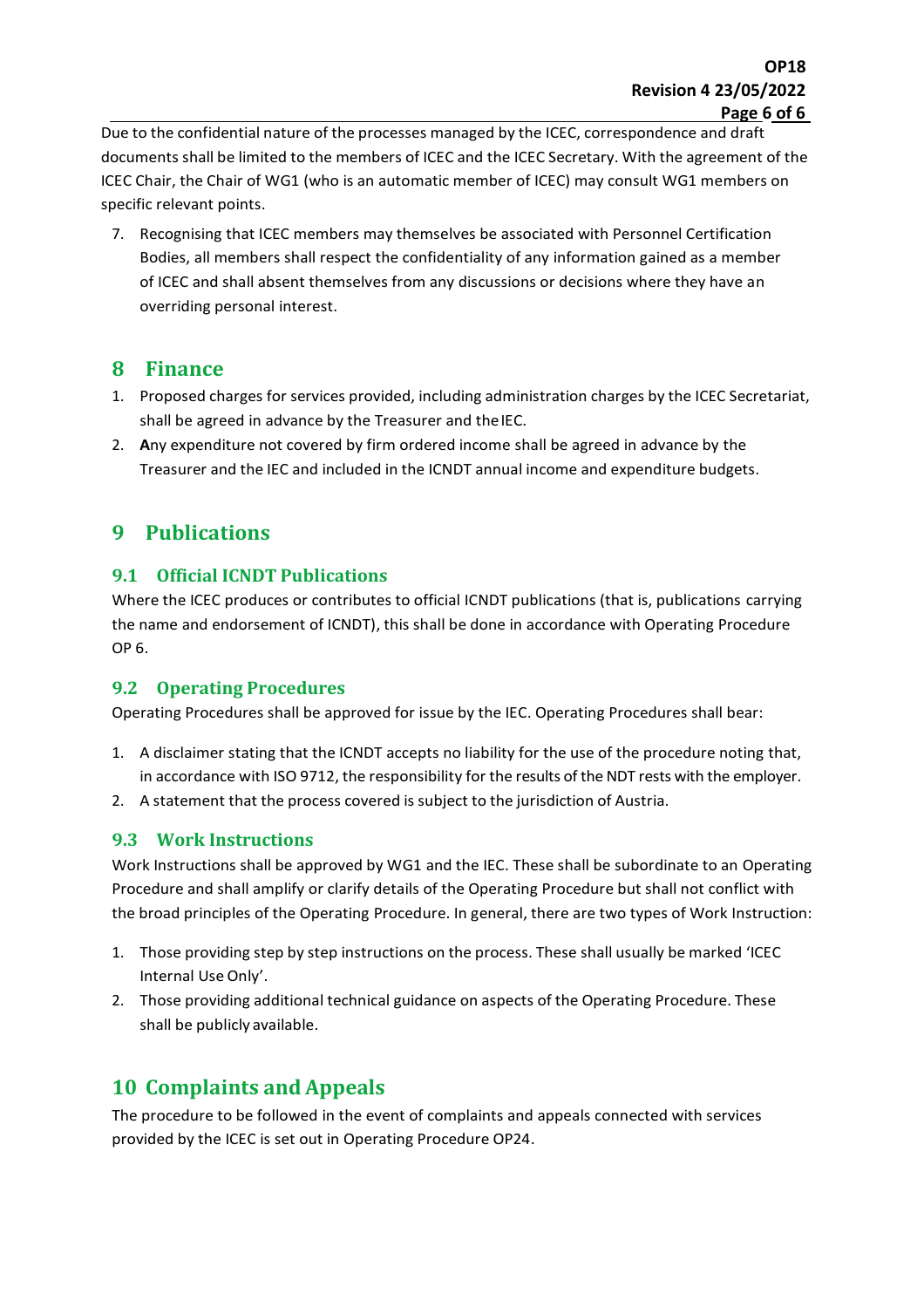Due to the confidential nature of the processes managed by the ICEC, correspondence and draft documents shall be limited to the members of ICEC and the ICEC Secretary. With the agreement of the ICEC Chair, the Chair of WG1 (who is an automatic member of ICEC) may consult WG1 members on specific relevant points.

7. Recognising that ICEC members may themselves be associated with Personnel Certification Bodies, all members shall respect the confidentiality of any information gained as a member of ICEC and shall absent themselves from any discussions or decisions where they have an overriding personal interest.

# 8 Finance

1. Proposed charges for services provided, including administration charges by the ICEC Secretariat, shall be agreed in advance by the Treasurer and the IEC.
2. **A**ny expenditure not covered by firm ordered income shall be agreed in advance by the Treasurer and the IEC and included in the ICNDT annual income and expenditure budgets.

# 9 Publications

## 9.1 Official ICNDT Publications

Where the ICEC produces or contributes to official ICNDT publications (that is, publications carrying the name and endorsement of ICNDT), this shall be done in accordance with Operating Procedure OP 6.

## 9.2 Operating Procedures

Operating Procedures shall be approved for issue by the IEC. Operating Procedures shall bear:

1. A disclaimer stating that the ICNDT accepts no liability for the use of the procedure noting that, in accordance with ISO 9712, the responsibility for the results of the NDT rests with the employer.
2. A statement that the process covered is subject to the jurisdiction of Austria.

## 9.3 Work Instructions

Work Instructions shall be approved by WG1 and the IEC. These shall be subordinate to an Operating Procedure and shall amplify or clarify details of the Operating Procedure but shall not conflict with the broad principles of the Operating Procedure. In general, there are two types of Work Instruction:

1. Those providing step by step instructions on the process. These shall usually be marked 'ICEC Internal Use Only'.
2. Those providing additional technical guidance on aspects of the Operating Procedure. These shall be publicly available.

# 10 Complaints and Appeals

The procedure to be followed in the event of complaints and appeals connected with services provided by the ICEC is set out in Operating Procedure OP24.